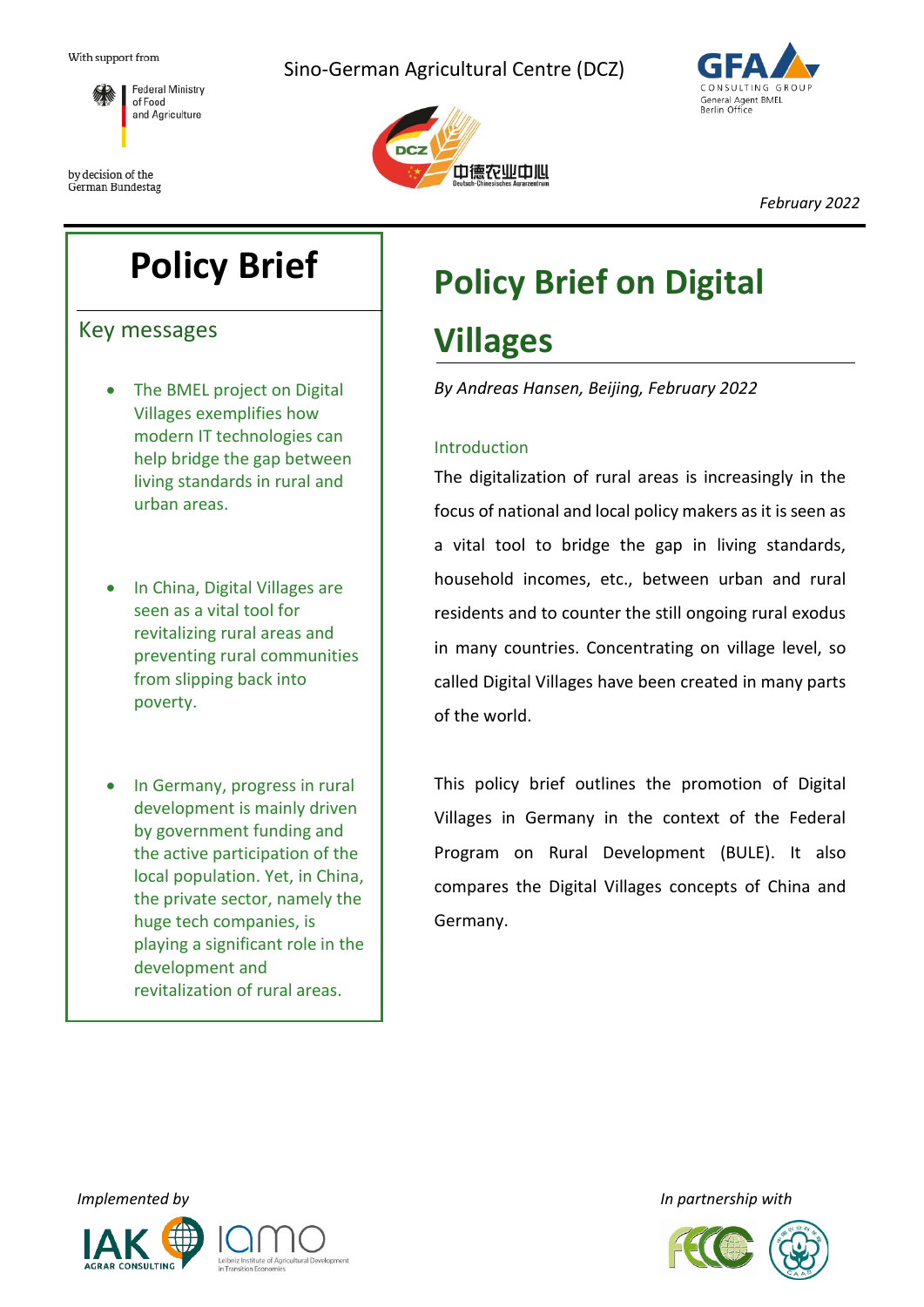With support from

Federal Ministry of Food and Agriculture

by decision of the German Bundestag

Sino-German Agricultural Centre (DCZ)

GFA Consulting Group
General Agent BMEL
Berlin Office

*February 2022*

# Policy Brief

## Key messages

- The BMEL project on Digital Villages exemplifies how modern IT technologies can help bridge the gap between living standards in rural and urban areas.
- In China, Digital Villages are seen as a vital tool for revitalizing rural areas and preventing rural communities from slipping back into poverty.
- In Germany, progress in rural development is mainly driven by government funding and the active participation of the local population. Yet, in China, the private sector, namely the huge tech companies, is playing a significant role in the development and revitalization of rural areas.

# Policy Brief on Digital Villages

*By Andreas Hansen, Beijing, February 2022*

## Introduction

The digitalization of rural areas is increasingly in the focus of national and local policy makers as it is seen as a vital tool to bridge the gap in living standards, household incomes, etc., between urban and rural residents and to counter the still ongoing rural exodus in many countries. Concentrating on village level, so called Digital Villages have been created in many parts of the world.

This policy brief outlines the promotion of Digital Villages in Germany in the context of the Federal Program on Rural Development (BULE). It also compares the Digital Villages concepts of China and Germany.

*Implemented by*

IAK Agrar Consulting    IAMO Leibniz Institute of Agricultural Development in Transition Economies

*In partnership with*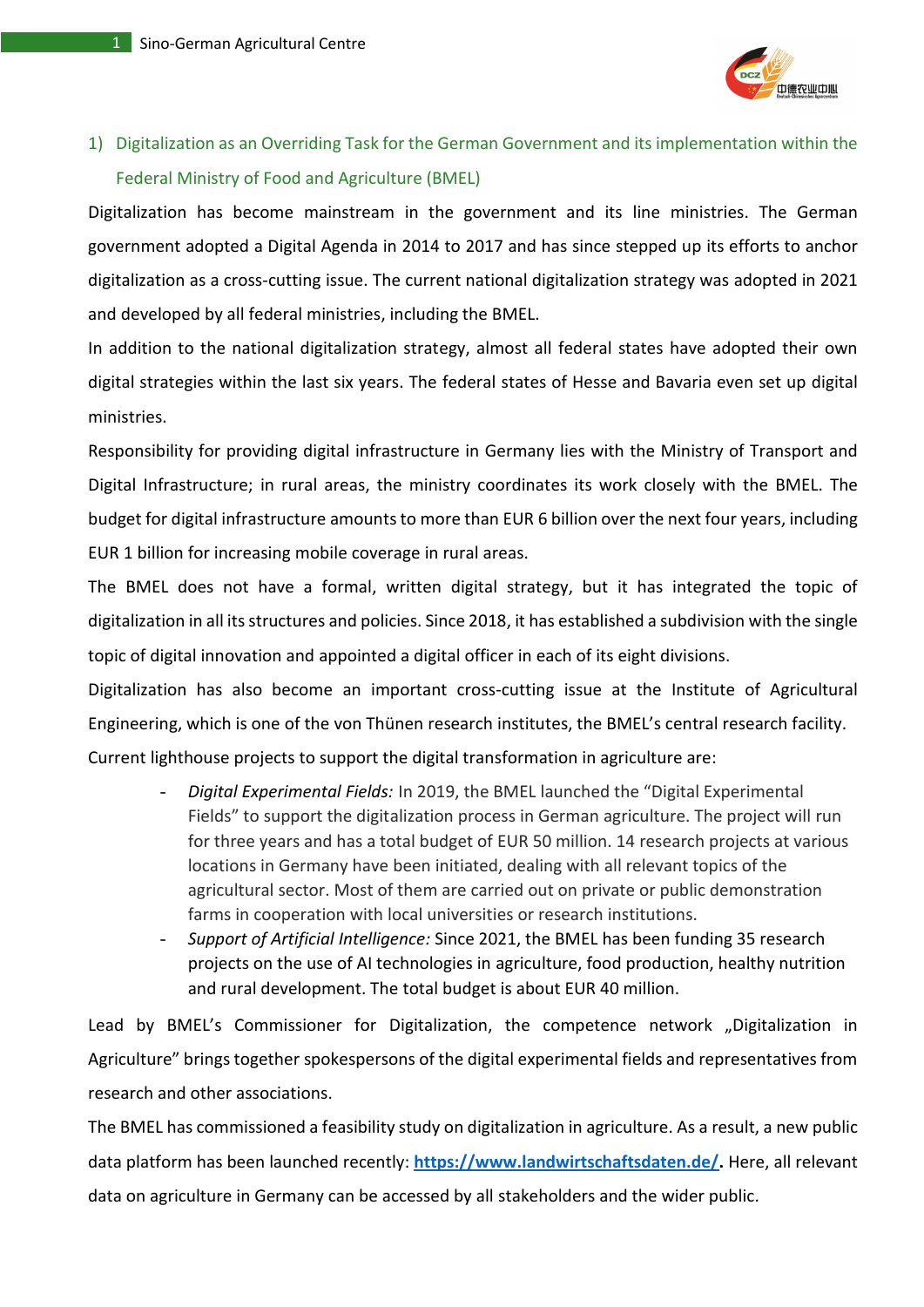## 1) Digitalization as an Overriding Task for the German Government and its implementation within the Federal Ministry of Food and Agriculture (BMEL)

Digitalization has become mainstream in the government and its line ministries. The German government adopted a Digital Agenda in 2014 to 2017 and has since stepped up its efforts to anchor digitalization as a cross-cutting issue. The current national digitalization strategy was adopted in 2021 and developed by all federal ministries, including the BMEL.

In addition to the national digitalization strategy, almost all federal states have adopted their own digital strategies within the last six years. The federal states of Hesse and Bavaria even set up digital ministries.

Responsibility for providing digital infrastructure in Germany lies with the Ministry of Transport and Digital Infrastructure; in rural areas, the ministry coordinates its work closely with the BMEL. The budget for digital infrastructure amounts to more than EUR 6 billion over the next four years, including EUR 1 billion for increasing mobile coverage in rural areas.

The BMEL does not have a formal, written digital strategy, but it has integrated the topic of digitalization in all its structures and policies. Since 2018, it has established a subdivision with the single topic of digital innovation and appointed a digital officer in each of its eight divisions.

Digitalization has also become an important cross-cutting issue at the Institute of Agricultural Engineering, which is one of the von Thünen research institutes, the BMEL's central research facility.

Current lighthouse projects to support the digital transformation in agriculture are:

- *Digital Experimental Fields:* In 2019, the BMEL launched the "Digital Experimental Fields" to support the digitalization process in German agriculture. The project will run for three years and has a total budget of EUR 50 million. 14 research projects at various locations in Germany have been initiated, dealing with all relevant topics of the agricultural sector. Most of them are carried out on private or public demonstration farms in cooperation with local universities or research institutions.
- *Support of Artificial Intelligence:* Since 2021, the BMEL has been funding 35 research projects on the use of AI technologies in agriculture, food production, healthy nutrition and rural development. The total budget is about EUR 40 million.

Lead by BMEL's Commissioner for Digitalization, the competence network „Digitalization in Agriculture" brings together spokespersons of the digital experimental fields and representatives from research and other associations.

The BMEL has commissioned a feasibility study on digitalization in agriculture. As a result, a new public data platform has been launched recently: **https://www.landwirtschaftsdaten.de/.** Here, all relevant data on agriculture in Germany can be accessed by all stakeholders and the wider public.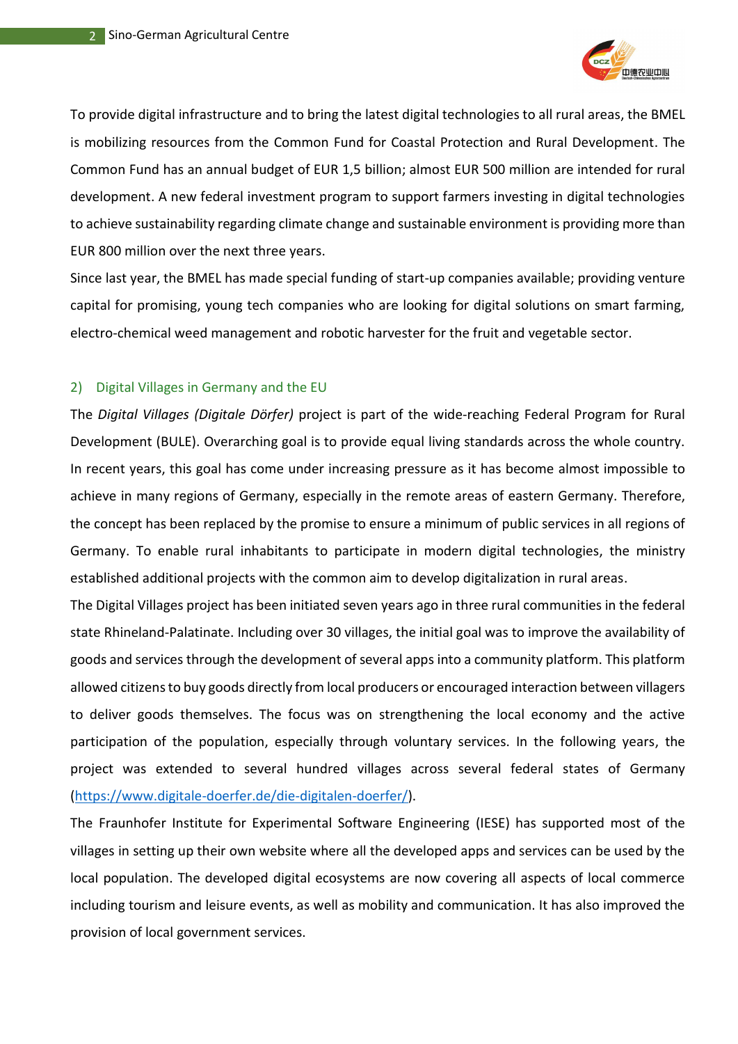To provide digital infrastructure and to bring the latest digital technologies to all rural areas, the BMEL is mobilizing resources from the Common Fund for Coastal Protection and Rural Development. The Common Fund has an annual budget of EUR 1,5 billion; almost EUR 500 million are intended for rural development. A new federal investment program to support farmers investing in digital technologies to achieve sustainability regarding climate change and sustainable environment is providing more than EUR 800 million over the next three years.

Since last year, the BMEL has made special funding of start-up companies available; providing venture capital for promising, young tech companies who are looking for digital solutions on smart farming, electro-chemical weed management and robotic harvester for the fruit and vegetable sector.

## 2) Digital Villages in Germany and the EU

The *Digital Villages (Digitale Dörfer)* project is part of the wide-reaching Federal Program for Rural Development (BULE). Overarching goal is to provide equal living standards across the whole country. In recent years, this goal has come under increasing pressure as it has become almost impossible to achieve in many regions of Germany, especially in the remote areas of eastern Germany. Therefore, the concept has been replaced by the promise to ensure a minimum of public services in all regions of Germany. To enable rural inhabitants to participate in modern digital technologies, the ministry established additional projects with the common aim to develop digitalization in rural areas.

The Digital Villages project has been initiated seven years ago in three rural communities in the federal state Rhineland-Palatinate. Including over 30 villages, the initial goal was to improve the availability of goods and services through the development of several apps into a community platform. This platform allowed citizens to buy goods directly from local producers or encouraged interaction between villagers to deliver goods themselves. The focus was on strengthening the local economy and the active participation of the population, especially through voluntary services. In the following years, the project was extended to several hundred villages across several federal states of Germany (https://www.digitale-doerfer.de/die-digitalen-doerfer/).

The Fraunhofer Institute for Experimental Software Engineering (IESE) has supported most of the villages in setting up their own website where all the developed apps and services can be used by the local population. The developed digital ecosystems are now covering all aspects of local commerce including tourism and leisure events, as well as mobility and communication. It has also improved the provision of local government services.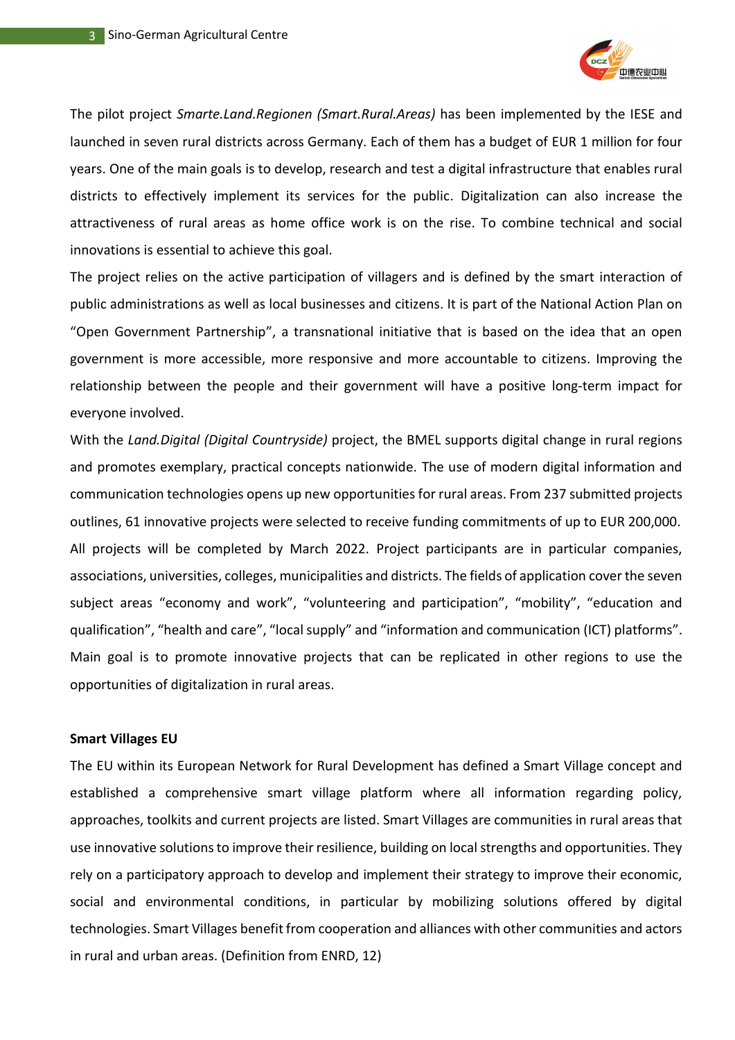The pilot project *Smarte.Land.Regionen (Smart.Rural.Areas)* has been implemented by the IESE and launched in seven rural districts across Germany. Each of them has a budget of EUR 1 million for four years. One of the main goals is to develop, research and test a digital infrastructure that enables rural districts to effectively implement its services for the public. Digitalization can also increase the attractiveness of rural areas as home office work is on the rise. To combine technical and social innovations is essential to achieve this goal.

The project relies on the active participation of villagers and is defined by the smart interaction of public administrations as well as local businesses and citizens. It is part of the National Action Plan on "Open Government Partnership", a transnational initiative that is based on the idea that an open government is more accessible, more responsive and more accountable to citizens. Improving the relationship between the people and their government will have a positive long-term impact for everyone involved.

With the *Land.Digital (Digital Countryside)* project, the BMEL supports digital change in rural regions and promotes exemplary, practical concepts nationwide. The use of modern digital information and communication technologies opens up new opportunities for rural areas. From 237 submitted projects outlines, 61 innovative projects were selected to receive funding commitments of up to EUR 200,000. All projects will be completed by March 2022. Project participants are in particular companies, associations, universities, colleges, municipalities and districts. The fields of application cover the seven subject areas "economy and work", "volunteering and participation", "mobility", "education and qualification", "health and care", "local supply" and "information and communication (ICT) platforms". Main goal is to promote innovative projects that can be replicated in other regions to use the opportunities of digitalization in rural areas.

**Smart Villages EU**

The EU within its European Network for Rural Development has defined a Smart Village concept and established a comprehensive smart village platform where all information regarding policy, approaches, toolkits and current projects are listed. Smart Villages are communities in rural areas that use innovative solutions to improve their resilience, building on local strengths and opportunities. They rely on a participatory approach to develop and implement their strategy to improve their economic, social and environmental conditions, in particular by mobilizing solutions offered by digital technologies. Smart Villages benefit from cooperation and alliances with other communities and actors in rural and urban areas. (Definition from ENRD, 12)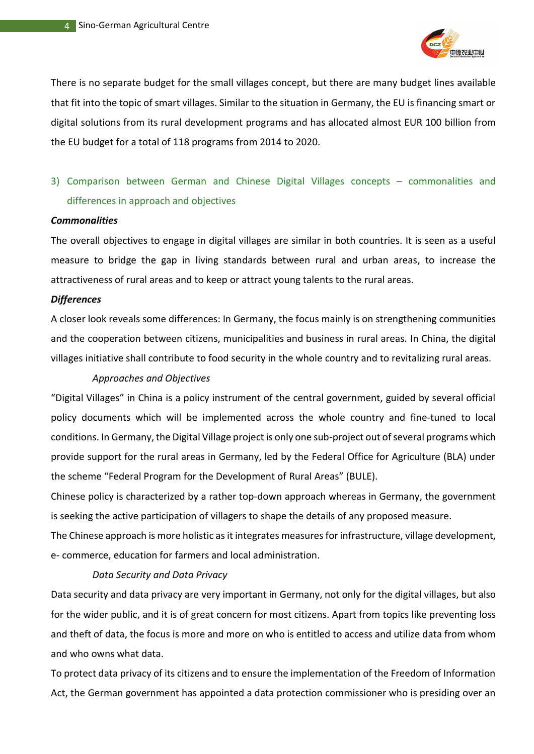There is no separate budget for the small villages concept, but there are many budget lines available that fit into the topic of smart villages. Similar to the situation in Germany, the EU is financing smart or digital solutions from its rural development programs and has allocated almost EUR 100 billion from the EU budget for a total of 118 programs from 2014 to 2020.

## 3) Comparison between German and Chinese Digital Villages concepts – commonalities and differences in approach and objectives

***Commonalities***

The overall objectives to engage in digital villages are similar in both countries. It is seen as a useful measure to bridge the gap in living standards between rural and urban areas, to increase the attractiveness of rural areas and to keep or attract young talents to the rural areas.

***Differences***

A closer look reveals some differences: In Germany, the focus mainly is on strengthening communities and the cooperation between citizens, municipalities and business in rural areas. In China, the digital villages initiative shall contribute to food security in the whole country and to revitalizing rural areas.

*Approaches and Objectives*

“Digital Villages” in China is a policy instrument of the central government, guided by several official policy documents which will be implemented across the whole country and fine-tuned to local conditions. In Germany, the Digital Village project is only one sub-project out of several programs which provide support for the rural areas in Germany, led by the Federal Office for Agriculture (BLA) under the scheme “Federal Program for the Development of Rural Areas” (BULE).

Chinese policy is characterized by a rather top-down approach whereas in Germany, the government is seeking the active participation of villagers to shape the details of any proposed measure.

The Chinese approach is more holistic as it integrates measures for infrastructure, village development, e- commerce, education for farmers and local administration.

*Data Security and Data Privacy*

Data security and data privacy are very important in Germany, not only for the digital villages, but also for the wider public, and it is of great concern for most citizens. Apart from topics like preventing loss and theft of data, the focus is more and more on who is entitled to access and utilize data from whom and who owns what data.

To protect data privacy of its citizens and to ensure the implementation of the Freedom of Information Act, the German government has appointed a data protection commissioner who is presiding over an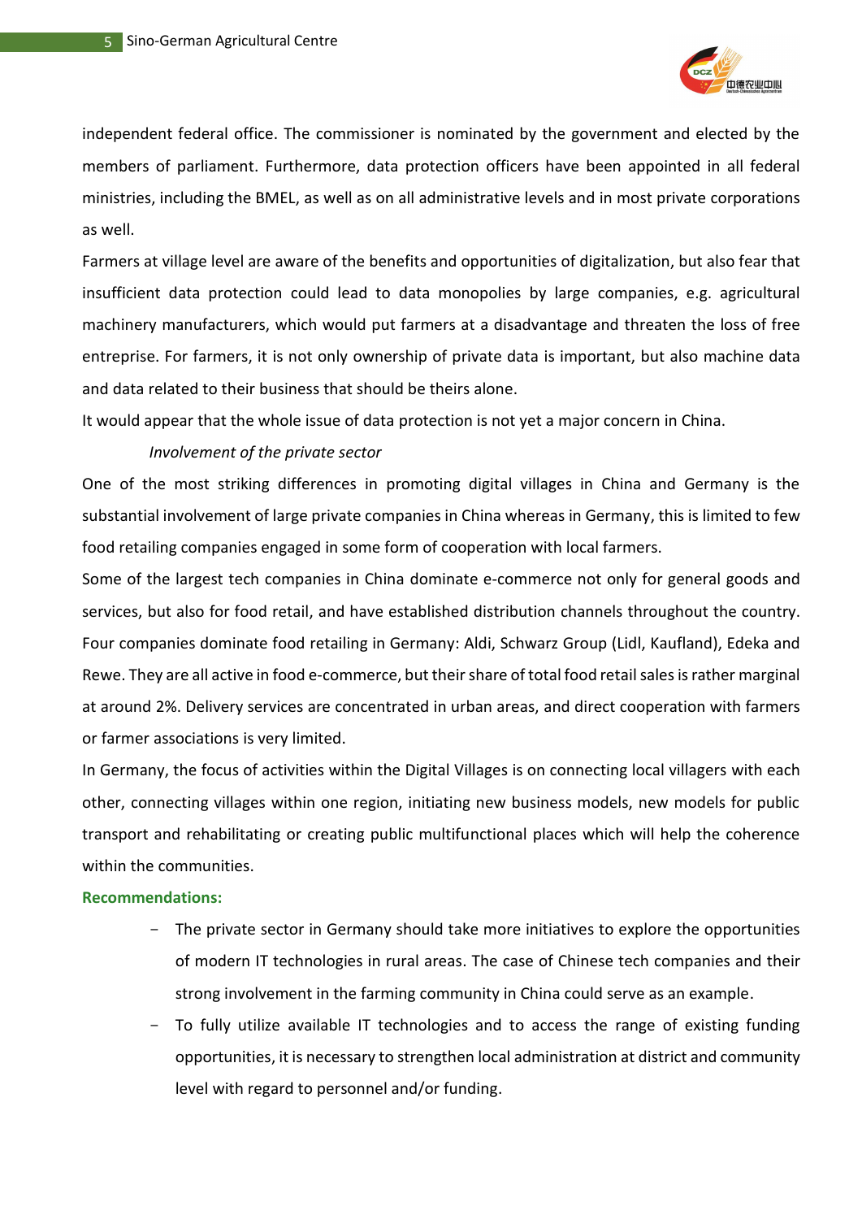independent federal office. The commissioner is nominated by the government and elected by the members of parliament. Furthermore, data protection officers have been appointed in all federal ministries, including the BMEL, as well as on all administrative levels and in most private corporations as well.

Farmers at village level are aware of the benefits and opportunities of digitalization, but also fear that insufficient data protection could lead to data monopolies by large companies, e.g. agricultural machinery manufacturers, which would put farmers at a disadvantage and threaten the loss of free entreprise. For farmers, it is not only ownership of private data is important, but also machine data and data related to their business that should be theirs alone.

It would appear that the whole issue of data protection is not yet a major concern in China.

*Involvement of the private sector*

One of the most striking differences in promoting digital villages in China and Germany is the substantial involvement of large private companies in China whereas in Germany, this is limited to few food retailing companies engaged in some form of cooperation with local farmers.

Some of the largest tech companies in China dominate e-commerce not only for general goods and services, but also for food retail, and have established distribution channels throughout the country. Four companies dominate food retailing in Germany: Aldi, Schwarz Group (Lidl, Kaufland), Edeka and Rewe. They are all active in food e-commerce, but their share of total food retail sales is rather marginal at around 2%. Delivery services are concentrated in urban areas, and direct cooperation with farmers or farmer associations is very limited.

In Germany, the focus of activities within the Digital Villages is on connecting local villagers with each other, connecting villages within one region, initiating new business models, new models for public transport and rehabilitating or creating public multifunctional places which will help the coherence within the communities.

**Recommendations:**

- The private sector in Germany should take more initiatives to explore the opportunities of modern IT technologies in rural areas. The case of Chinese tech companies and their strong involvement in the farming community in China could serve as an example.
- To fully utilize available IT technologies and to access the range of existing funding opportunities, it is necessary to strengthen local administration at district and community level with regard to personnel and/or funding.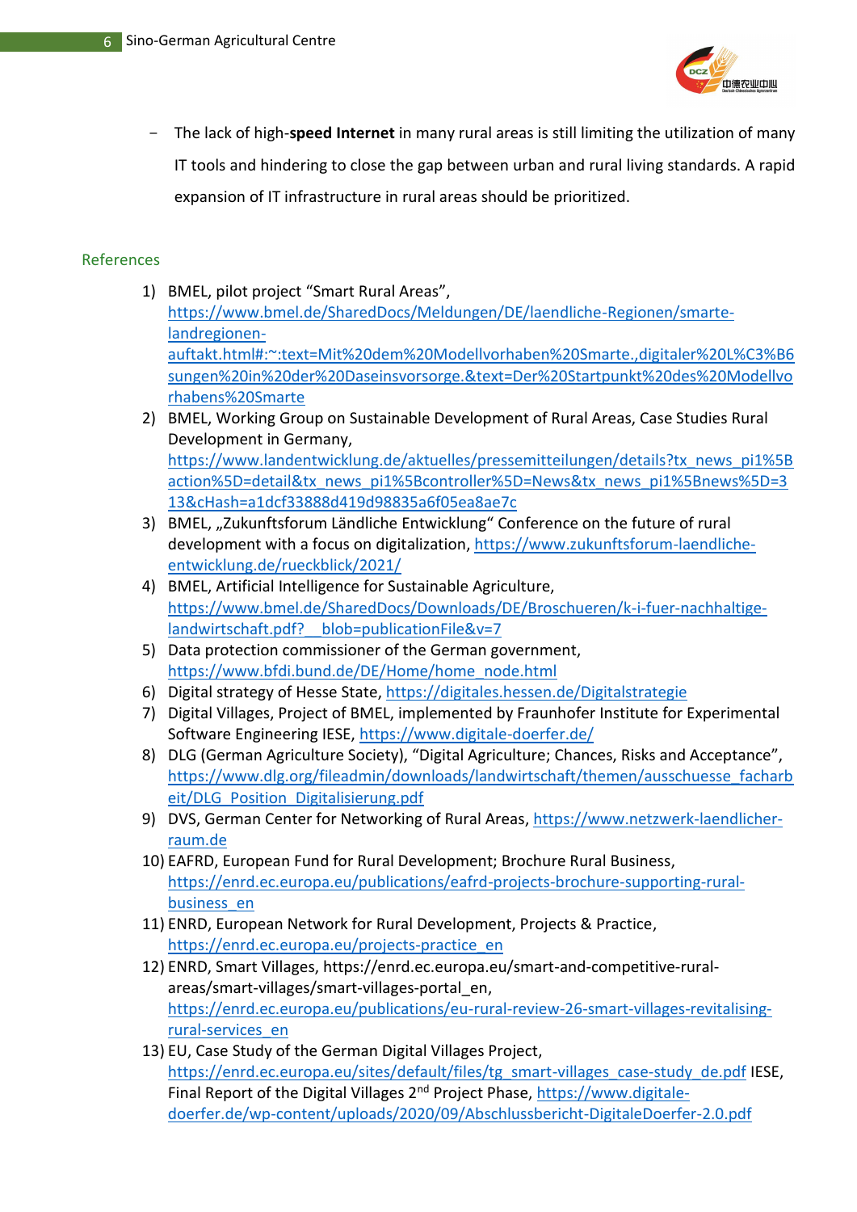- The lack of high-**speed Internet** in many rural areas is still limiting the utilization of many IT tools and hindering to close the gap between urban and rural living standards. A rapid expansion of IT infrastructure in rural areas should be prioritized.

## References

1) BMEL, pilot project "Smart Rural Areas", https://www.bmel.de/SharedDocs/Meldungen/DE/laendliche-Regionen/smarte-landregionen-auftakt.html#:~:text=Mit%20dem%20Modellvorhaben%20Smarte.,digitaler%20L%C3%B6sungen%20in%20der%20Daseinsvorsorge.&text=Der%20Startpunkt%20des%20Modellvorhabens%20Smarte
2) BMEL, Working Group on Sustainable Development of Rural Areas, Case Studies Rural Development in Germany, https://www.landentwicklung.de/aktuelles/pressemitteilungen/details?tx_news_pi1%5Baction%5D=detail&tx_news_pi1%5Bcontroller%5D=News&tx_news_pi1%5Bnews%5D=313&cHash=a1dcf33888d419d98835a6f05ea8ae7c
3) BMEL, „Zukunftsforum Ländliche Entwicklung" Conference on the future of rural development with a focus on digitalization, https://www.zukunftsforum-laendliche-entwicklung.de/rueckblick/2021/
4) BMEL, Artificial Intelligence for Sustainable Agriculture, https://www.bmel.de/SharedDocs/Downloads/DE/Broschueren/k-i-fuer-nachhaltige-landwirtschaft.pdf?__blob=publicationFile&v=7
5) Data protection commissioner of the German government, https://www.bfdi.bund.de/DE/Home/home_node.html
6) Digital strategy of Hesse State, https://digitales.hessen.de/Digitalstrategie
7) Digital Villages, Project of BMEL, implemented by Fraunhofer Institute for Experimental Software Engineering IESE, https://www.digitale-doerfer.de/
8) DLG (German Agriculture Society), "Digital Agriculture; Chances, Risks and Acceptance", https://www.dlg.org/fileadmin/downloads/landwirtschaft/themen/ausschuesse_facharbeit/DLG_Position_Digitalisierung.pdf
9) DVS, German Center for Networking of Rural Areas, https://www.netzwerk-laendlicher-raum.de
10) EAFRD, European Fund for Rural Development; Brochure Rural Business, https://enrd.ec.europa.eu/publications/eafrd-projects-brochure-supporting-rural-business_en
11) ENRD, European Network for Rural Development, Projects & Practice, https://enrd.ec.europa.eu/projects-practice_en
12) ENRD, Smart Villages, https://enrd.ec.europa.eu/smart-and-competitive-rural-areas/smart-villages/smart-villages-portal_en, https://enrd.ec.europa.eu/publications/eu-rural-review-26-smart-villages-revitalising-rural-services_en
13) EU, Case Study of the German Digital Villages Project, https://enrd.ec.europa.eu/sites/default/files/tg_smart-villages_case-study_de.pdf IESE, Final Report of the Digital Villages 2nd Project Phase, https://www.digitale-doerfer.de/wp-content/uploads/2020/09/Abschlussbericht-DigitaleDoerfer-2.0.pdf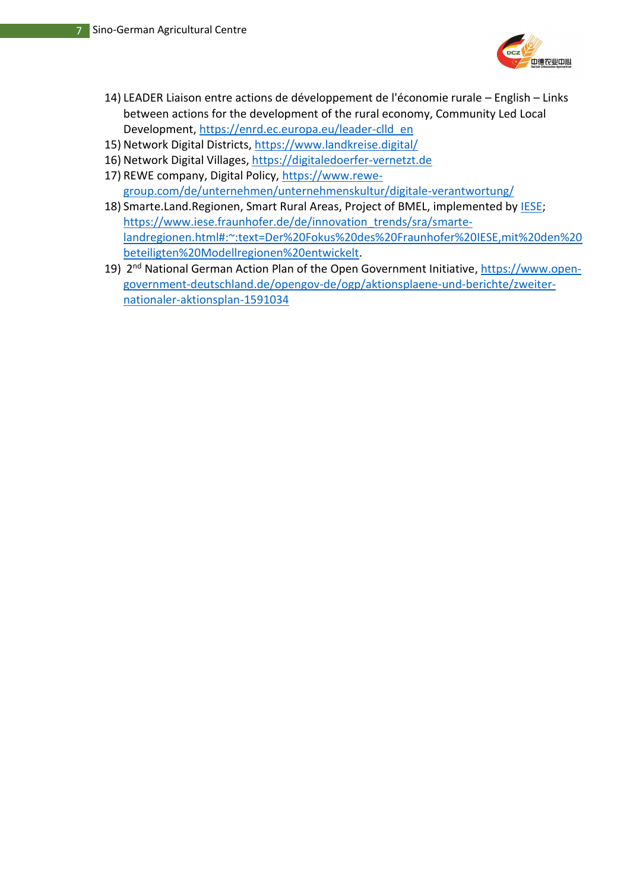14) LEADER Liaison entre actions de développement de l'économie rurale – English – Links between actions for the development of the rural economy, Community Led Local Development, https://enrd.ec.europa.eu/leader-clld_en
15) Network Digital Districts, https://www.landkreise.digital/
16) Network Digital Villages, https://digitaledoerfer-vernetzt.de
17) REWE company, Digital Policy, https://www.rewe-group.com/de/unternehmen/unternehmenskultur/digitale-verantwortung/
18) Smarte.Land.Regionen, Smart Rural Areas, Project of BMEL, implemented by IESE; https://www.iese.fraunhofer.de/de/innovation_trends/sra/smarte-landregionen.html#:~:text=Der%20Fokus%20des%20Fraunhofer%20IESE,mit%20den%20beteiligten%20Modellregionen%20entwickelt.
19) 2nd National German Action Plan of the Open Government Initiative, https://www.open-government-deutschland.de/opengov-de/ogp/aktionsplaene-und-berichte/zweiter-nationaler-aktionsplan-1591034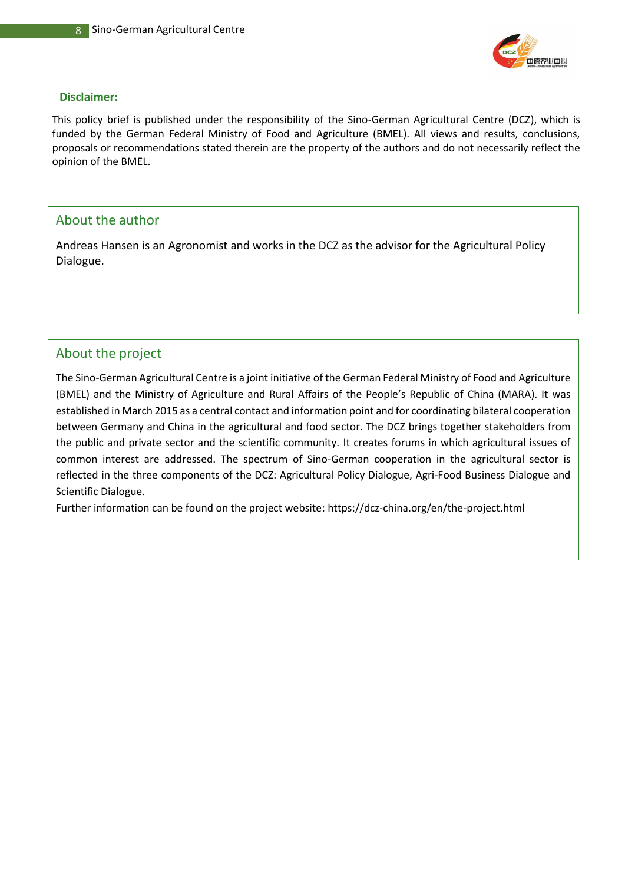**Disclaimer:**

This policy brief is published under the responsibility of the Sino-German Agricultural Centre (DCZ), which is funded by the German Federal Ministry of Food and Agriculture (BMEL). All views and results, conclusions, proposals or recommendations stated therein are the property of the authors and do not necessarily reflect the opinion of the BMEL.

## About the author

Andreas Hansen is an Agronomist and works in the DCZ as the advisor for the Agricultural Policy Dialogue.

## About the project

The Sino-German Agricultural Centre is a joint initiative of the German Federal Ministry of Food and Agriculture (BMEL) and the Ministry of Agriculture and Rural Affairs of the People's Republic of China (MARA). It was established in March 2015 as a central contact and information point and for coordinating bilateral cooperation between Germany and China in the agricultural and food sector. The DCZ brings together stakeholders from the public and private sector and the scientific community. It creates forums in which agricultural issues of common interest are addressed. The spectrum of Sino-German cooperation in the agricultural sector is reflected in the three components of the DCZ: Agricultural Policy Dialogue, Agri-Food Business Dialogue and Scientific Dialogue.

Further information can be found on the project website: https://dcz-china.org/en/the-project.html